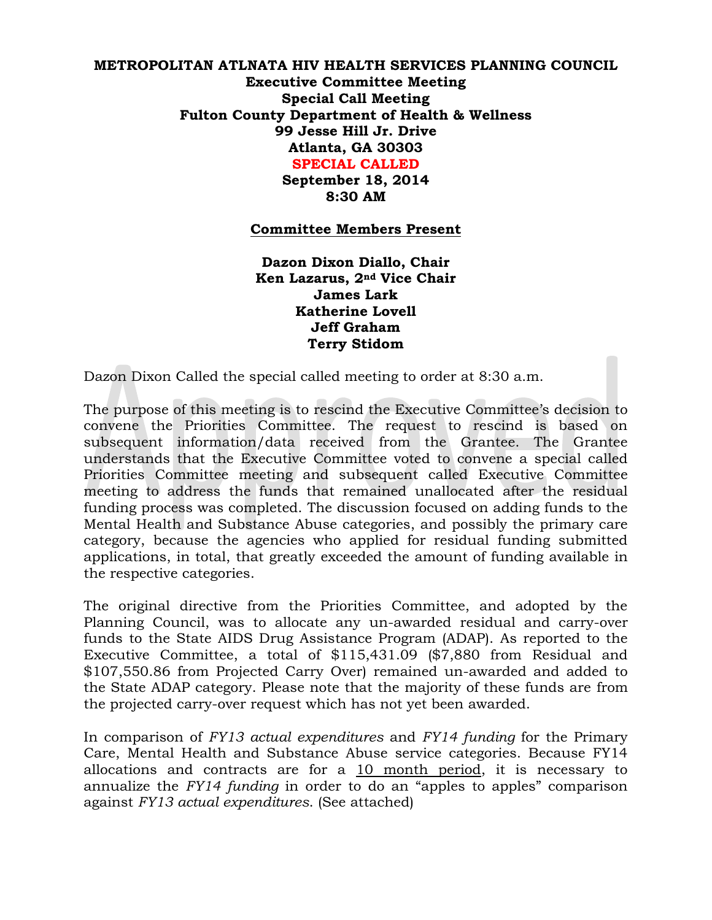# METROPOLITAN ATLNATA HIV HEALTH SERVICES PLANNING COUNCIL

**Executive Committee Meeting**
**Special Call Meeting**
**Fulton County Department of Health & Wellness**
**99 Jesse Hill Jr. Drive**
**Atlanta, GA 30303**
**SPECIAL CALLED**
**September 18, 2014**
**8:30 AM**

## Committee Members Present

**Dazon Dixon Diallo, Chair**
**Ken Lazarus, 2nd Vice Chair**
**James Lark**
**Katherine Lovell**
**Jeff Graham**
**Terry Stidom**

Dazon Dixon Called the special called meeting to order at 8:30 a.m.

The purpose of this meeting is to rescind the Executive Committee's decision to convene the Priorities Committee. The request to rescind is based on subsequent information/data received from the Grantee. The Grantee understands that the Executive Committee voted to convene a special called Priorities Committee meeting and subsequent called Executive Committee meeting to address the funds that remained unallocated after the residual funding process was completed. The discussion focused on adding funds to the Mental Health and Substance Abuse categories, and possibly the primary care category, because the agencies who applied for residual funding submitted applications, in total, that greatly exceeded the amount of funding available in the respective categories.

The original directive from the Priorities Committee, and adopted by the Planning Council, was to allocate any un-awarded residual and carry-over funds to the State AIDS Drug Assistance Program (ADAP). As reported to the Executive Committee, a total of $115,431.09 ($7,880 from Residual and $107,550.86 from Projected Carry Over) remained un-awarded and added to the State ADAP category. Please note that the majority of these funds are from the projected carry-over request which has not yet been awarded.

In comparison of *FY13 actual expenditures* and *FY14 funding* for the Primary Care, Mental Health and Substance Abuse service categories. Because FY14 allocations and contracts are for a 10 month period, it is necessary to annualize the *FY14 funding* in order to do an "apples to apples" comparison against *FY13 actual expenditures*. (See attached)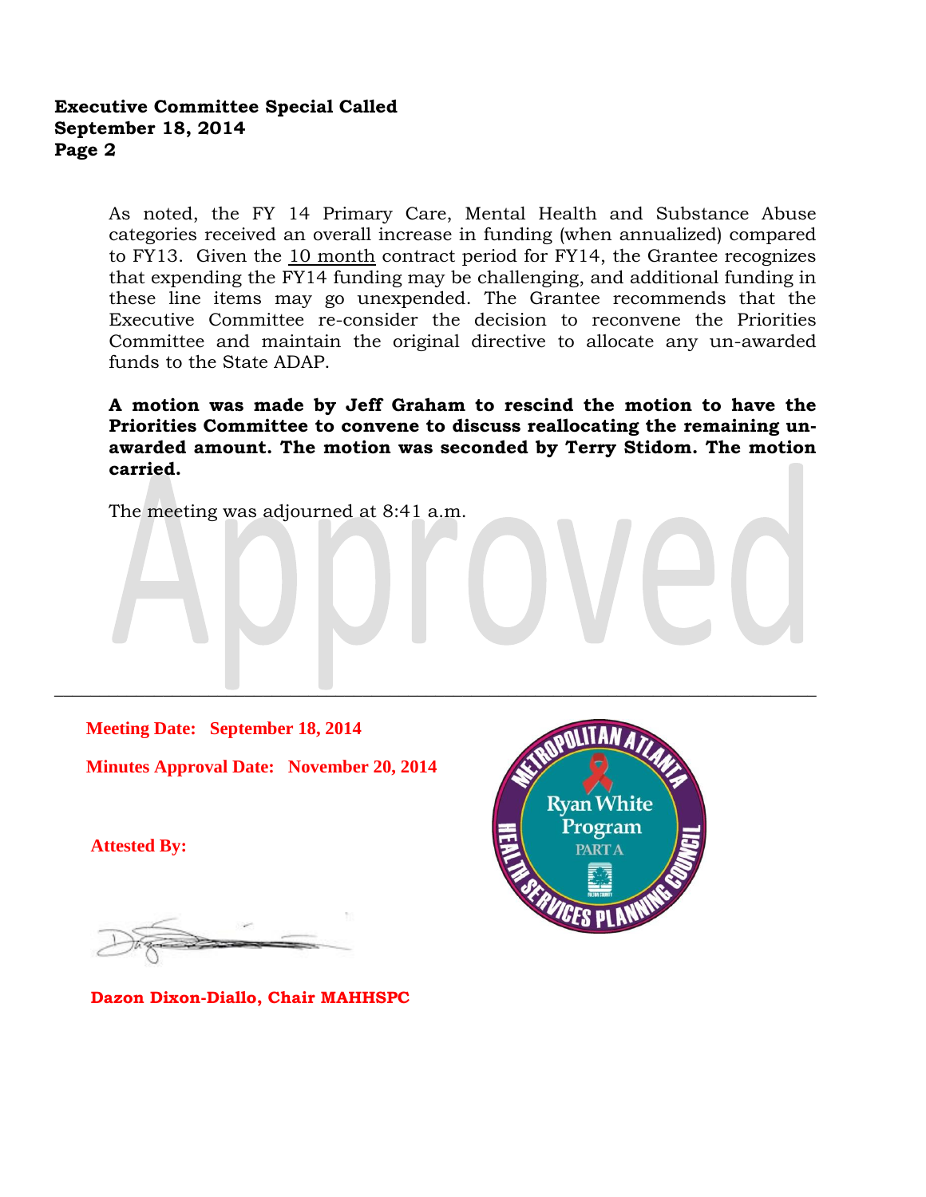As noted, the FY 14 Primary Care, Mental Health and Substance Abuse categories received an overall increase in funding (when annualized) compared to FY13. Given the 10 month contract period for FY14, the Grantee recognizes that expending the FY14 funding may be challenging, and additional funding in these line items may go unexpended. The Grantee recommends that the Executive Committee re-consider the decision to reconvene the Priorities Committee and maintain the original directive to allocate any un-awarded funds to the State ADAP.

**A motion was made by Jeff Graham to rescind the motion to have the Priorities Committee to convene to discuss reallocating the remaining un-awarded amount. The motion was seconded by Terry Stidom. The motion carried.**

The meeting was adjourned at 8:41 a.m.

---

**Meeting Date: September 18, 2014**

**Minutes Approval Date: November 20, 2014**

**Attested By:**

**Dazon Dixon-Diallo, Chair MAHHSPC**